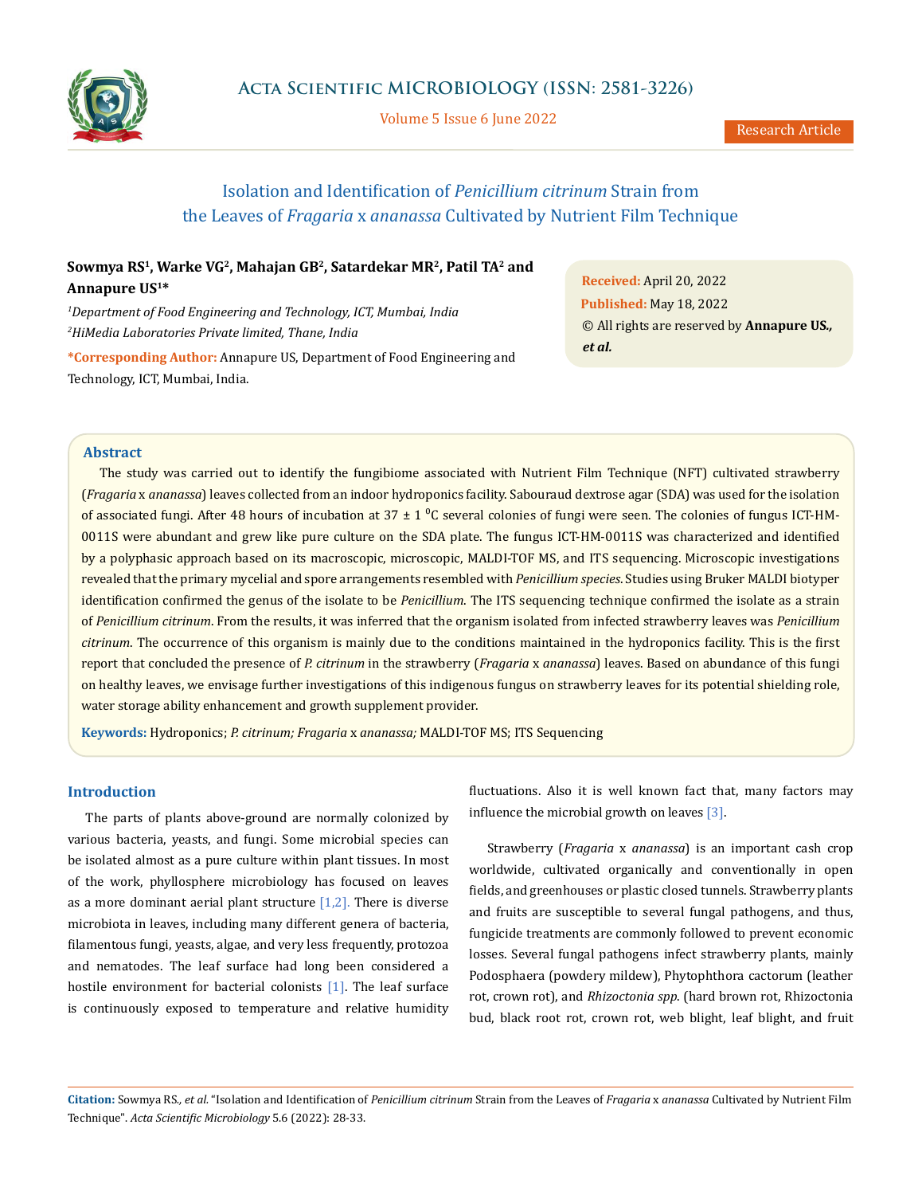# Isolation and Identification of *Penicillium citrinum* Strain from the Leaves of *Fragaria* x *ananassa* Cultivated by Nutrient Film Technique

**Sowmya RS[1], Warke VG[2], Mahajan GB[2], Satardekar MR[2], Patil TA[2] and Annapure US[1]***

[1]*Department of Food Engineering and Technology, ICT, Mumbai, India*

[2]*HiMedia Laboratories Private limited, Thane, India*

***Corresponding Author:** Annapure US, Department of Food Engineering and Technology, ICT, Mumbai, India.

**Received:** April 20, 2022
**Published:** May 18, 2022
© All rights are reserved by **Annapure US., *et al.***

## Abstract

The study was carried out to identify the fungibiome associated with Nutrient Film Technique (NFT) cultivated strawberry (*Fragaria* x *ananassa*) leaves collected from an indoor hydroponics facility. Sabouraud dextrose agar (SDA) was used for the isolation of associated fungi. After 48 hours of incubation at 37 ± 1 $^0$C several colonies of fungi were seen. The colonies of fungus ICT-HM-0011S were abundant and grew like pure culture on the SDA plate. The fungus ICT-HM-0011S was characterized and identified by a polyphasic approach based on its macroscopic, microscopic, MALDI-TOF MS, and ITS sequencing. Microscopic investigations revealed that the primary mycelial and spore arrangements resembled with *Penicillium species*. Studies using Bruker MALDI biotyper identification confirmed the genus of the isolate to be *Penicillium*. The ITS sequencing technique confirmed the isolate as a strain of *Penicillium citrinum*. From the results, it was inferred that the organism isolated from infected strawberry leaves was *Penicillium citrinum*. The occurrence of this organism is mainly due to the conditions maintained in the hydroponics facility. This is the first report that concluded the presence of *P. citrinum* in the strawberry (*Fragaria* x *ananassa*) leaves. Based on abundance of this fungi on healthy leaves, we envisage further investigations of this indigenous fungus on strawberry leaves for its potential shielding role, water storage ability enhancement and growth supplement provider.

**Keywords:** Hydroponics; *P. citrinum; Fragaria* x *ananassa;* MALDI-TOF MS; ITS Sequencing

## Introduction

The parts of plants above-ground are normally colonized by various bacteria, yeasts, and fungi. Some microbial species can be isolated almost as a pure culture within plant tissues. In most of the work, phyllosphere microbiology has focused on leaves as a more dominant aerial plant structure [1,2]. There is diverse microbiota in leaves, including many different genera of bacteria, filamentous fungi, yeasts, algae, and very less frequently, protozoa and nematodes. The leaf surface had long been considered a hostile environment for bacterial colonists [1]. The leaf surface is continuously exposed to temperature and relative humidity fluctuations. Also it is well known fact that, many factors may influence the microbial growth on leaves [3].

Strawberry (*Fragaria* x *ananassa*) is an important cash crop worldwide, cultivated organically and conventionally in open fields, and greenhouses or plastic closed tunnels. Strawberry plants and fruits are susceptible to several fungal pathogens, and thus, fungicide treatments are commonly followed to prevent economic losses. Several fungal pathogens infect strawberry plants, mainly Podosphaera (powdery mildew), Phytophthora cactorum (leather rot, crown rot), and *Rhizoctonia spp.* (hard brown rot, Rhizoctonia bud, black root rot, crown rot, web blight, leaf blight, and fruit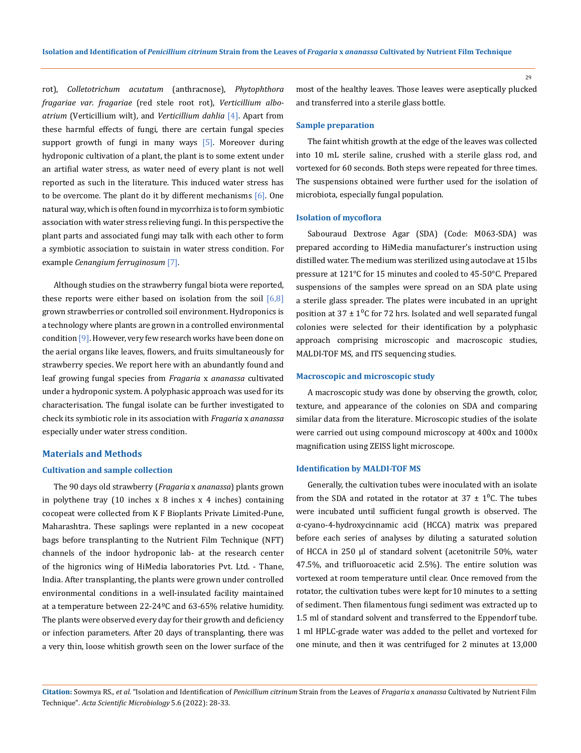rot), *Colletotrichum acutatum* (anthracnose), *Phytophthora fragariae var. fragariae* (red stele root rot), *Verticillium alboatrium* (Verticillium wilt), and *Verticillium dahlia* [4]. Apart from these harmful effects of fungi, there are certain fungal species support growth of fungi in many ways [5]. Moreover during hydroponic cultivation of a plant, the plant is to some extent under an artifial water stress, as water need of every plant is not well reported as such in the literature. This induced water stress has to be overcome. The plant do it by different mechanisms [6]. One natural way, which is often found in mycorrhiza is to form symbiotic association with water stress relieving fungi. In this perspective the plant parts and associated fungi may talk with each other to form a symbiotic association to suistain in water stress condition. For example *Cenangium ferruginosum* [7].

Although studies on the strawberry fungal biota were reported, these reports were either based on isolation from the soil [6,8] grown strawberries or controlled soil environment. Hydroponics is a technology where plants are grown in a controlled environmental condition [9]. However, very few research works have been done on the aerial organs like leaves, flowers, and fruits simultaneously for strawberry species. We report here with an abundantly found and leaf growing fungal species from *Fragaria* x *ananassa* cultivated under a hydroponic system. A polyphasic approach was used for its characterisation. The fungal isolate can be further investigated to check its symbiotic role in its association with *Fragaria* x *ananassa* especially under water stress condition.

## Materials and Methods

### Cultivation and sample collection

The 90 days old strawberry (*Fragaria* x *ananassa*) plants grown in polythene tray (10 inches x 8 inches x 4 inches) containing cocopeat were collected from K F Bioplants Private Limited-Pune, Maharashtra. These saplings were replanted in a new cocopeat bags before transplanting to the Nutrient Film Technique (NFT) channels of the indoor hydroponic lab- at the research center of the higronics wing of HiMedia laboratories Pvt. Ltd. - Thane, India. After transplanting, the plants were grown under controlled environmental conditions in a well-insulated facility maintained at a temperature between 22-24ºC and 63-65% relative humidity. The plants were observed every day for their growth and deficiency or infection parameters. After 20 days of transplanting, there was a very thin, loose whitish growth seen on the lower surface of the most of the healthy leaves. Those leaves were aseptically plucked and transferred into a sterile glass bottle.

### Sample preparation

The faint whitish growth at the edge of the leaves was collected into 10 mL sterile saline, crushed with a sterile glass rod, and vortexed for 60 seconds. Both steps were repeated for three times. The suspensions obtained were further used for the isolation of microbiota, especially fungal population.

### Isolation of mycoflora

Sabouraud Dextrose Agar (SDA) (Code: M063-SDA) was prepared according to HiMedia manufacturer's instruction using distilled water. The medium was sterilized using autoclave at 15 lbs pressure at 121°C for 15 minutes and cooled to 45-50°C. Prepared suspensions of the samples were spread on an SDA plate using a sterile glass spreader. The plates were incubated in an upright position at 37 ± 1$^0$C for 72 hrs. Isolated and well separated fungal colonies were selected for their identification by a polyphasic approach comprising microscopic and macroscopic studies, MALDI-TOF MS, and ITS sequencing studies.

### Macroscopic and microscopic study

A macroscopic study was done by observing the growth, color, texture, and appearance of the colonies on SDA and comparing similar data from the literature. Microscopic studies of the isolate were carried out using compound microscopy at 400x and 1000x magnification using ZEISS light microscope.

### Identification by MALDI-TOF MS

Generally, the cultivation tubes were inoculated with an isolate from the SDA and rotated in the rotator at 37 ± 1$^0$C. The tubes were incubated until sufficient fungal growth is observed. The α-cyano-4-hydroxycinnamic acid (HCCA) matrix was prepared before each series of analyses by diluting a saturated solution of HCCA in 250 µl of standard solvent (acetonitrile 50%, water 47.5%, and trifluoroacetic acid 2.5%). The entire solution was vortexed at room temperature until clear. Once removed from the rotator, the cultivation tubes were kept for10 minutes to a setting of sediment. Then filamentous fungi sediment was extracted up to 1.5 ml of standard solvent and transferred to the Eppendorf tube. 1 ml HPLC-grade water was added to the pellet and vortexed for one minute, and then it was centrifuged for 2 minutes at 13,000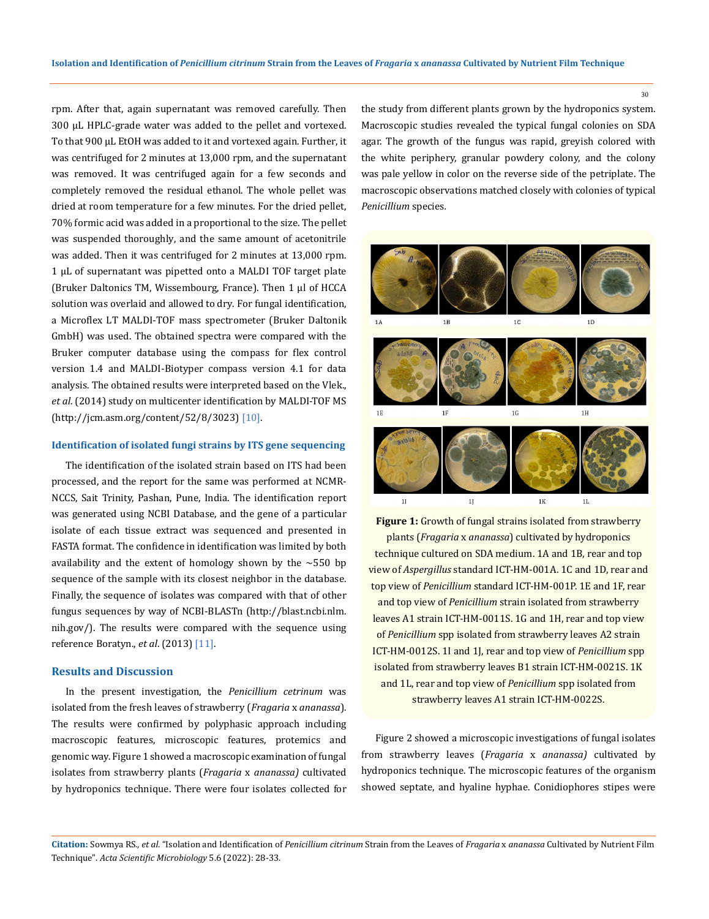rpm. After that, again supernatant was removed carefully. Then 300 µL HPLC-grade water was added to the pellet and vortexed. To that 900 µL EtOH was added to it and vortexed again. Further, it was centrifuged for 2 minutes at 13,000 rpm, and the supernatant was removed. It was centrifuged again for a few seconds and completely removed the residual ethanol. The whole pellet was dried at room temperature for a few minutes. For the dried pellet, 70% formic acid was added in a proportional to the size. The pellet was suspended thoroughly, and the same amount of acetonitrile was added. Then it was centrifuged for 2 minutes at 13,000 rpm. 1 µL of supernatant was pipetted onto a MALDI TOF target plate (Bruker Daltonics TM, Wissembourg, France). Then 1 µl of HCCA solution was overlaid and allowed to dry. For fungal identification, a Microflex LT MALDI-TOF mass spectrometer (Bruker Daltonik GmbH) was used. The obtained spectra were compared with the Bruker computer database using the compass for flex control version 1.4 and MALDI-Biotyper compass version 4.1 for data analysis. The obtained results were interpreted based on the Vlek., *et al*. (2014) study on multicenter identification by MALDI-TOF MS (http://jcm.asm.org/content/52/8/3023) [10].

### Identification of isolated fungi strains by ITS gene sequencing

The identification of the isolated strain based on ITS had been processed, and the report for the same was performed at NCMR-NCCS, Sait Trinity, Pashan, Pune, India. The identification report was generated using NCBI Database, and the gene of a particular isolate of each tissue extract was sequenced and presented in FASTA format. The confidence in identification was limited by both availability and the extent of homology shown by the ~550 bp sequence of the sample with its closest neighbor in the database. Finally, the sequence of isolates was compared with that of other fungus sequences by way of NCBI-BLASTn (http://blast.ncbi.nlm.nih.gov/). The results were compared with the sequence using reference Boratyn., *et al*. (2013) [11].

## Results and Discussion

In the present investigation, the *Penicillium cetrinum* was isolated from the fresh leaves of strawberry (*Fragaria* x *ananassa*). The results were confirmed by polyphasic approach including macroscopic features, microscopic features, proteomics and genomic way. Figure 1 showed a macroscopic examination of fungal isolates from strawberry plants (*Fragaria* x *ananassa)* cultivated by hydroponics technique. There were four isolates collected for the study from different plants grown by the hydroponics system. Macroscopic studies revealed the typical fungal colonies on SDA agar. The growth of the fungus was rapid, greyish colored with the white periphery, granular powdery colony, and the colony was pale yellow in color on the reverse side of the petriplate. The macroscopic observations matched closely with colonies of typical *Penicillium* species.

**Figure 1:** Growth of fungal strains isolated from strawberry plants (*Fragaria* x *ananassa*) cultivated by hydroponics technique cultured on SDA medium. 1A and 1B, rear and top view of *Aspergillus* standard ICT-HM-001A. 1C and 1D, rear and top view of *Penicillium* standard ICT-HM-001P. 1E and 1F, rear and top view of *Penicillium* strain isolated from strawberry leaves A1 strain ICT-HM-0011S. 1G and 1H, rear and top view of *Penicillium* spp isolated from strawberry leaves A2 strain ICT-HM-0012S. 1I and 1J, rear and top view of *Penicillium* spp isolated from strawberry leaves B1 strain ICT-HM-0021S. 1K and 1L, rear and top view of *Penicillium* spp isolated from strawberry leaves A1 strain ICT-HM-0022S.

Figure 2 showed a microscopic investigations of fungal isolates from strawberry leaves (*Fragaria* x *ananassa)* cultivated by hydroponics technique. The microscopic features of the organism showed septate, and hyaline hyphae. Conidiophores stipes were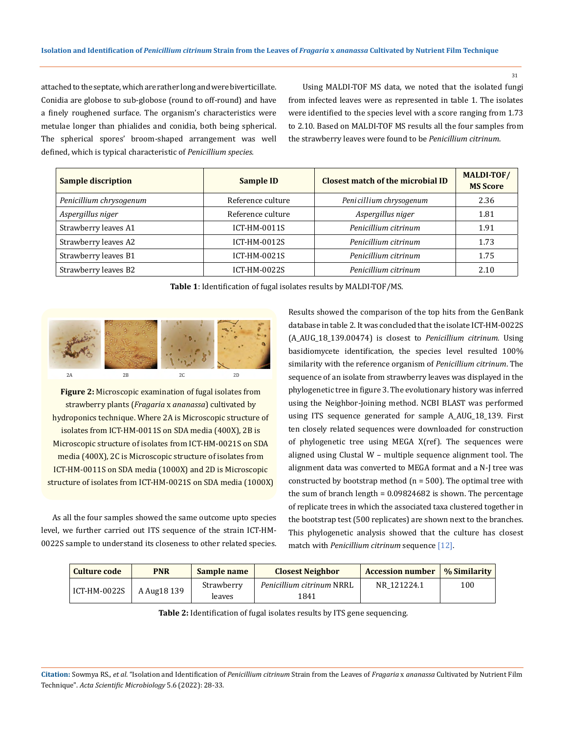attached to the septate, which are rather long and were biverticillate. Conidia are globose to sub-globose (round to off-round) and have a finely roughened surface. The organism's characteristics were metulae longer than phialides and conidia, both being spherical. The spherical spores' broom-shaped arrangement was well defined, which is typical characteristic of *Penicillium species.*

Using MALDI-TOF MS data, we noted that the isolated fungi from infected leaves were as represented in table 1. The isolates were identified to the species level with a score ranging from 1.73 to 2.10. Based on MALDI-TOF MS results all the four samples from the strawberry leaves were found to be *Penicillium citrinum*.

| Sample discription | Sample ID | Closest match of the microbial ID | MALDI-TOF/MS Score |
|---|---|---|---|
| *Penicillium chrysogenum* | Reference culture | *Penicillium chrysogenum* | 2.36 |
| *Aspergillus niger* | Reference culture | *Aspergillus niger* | 1.81 |
| Strawberry leaves A1 | ICT-HM-0011S | *Penicillium citrinum* | 1.91 |
| Strawberry leaves A2 | ICT-HM-0012S | *Penicillium citrinum* | 1.73 |
| Strawberry leaves B1 | ICT-HM-0021S | *Penicillium citrinum* | 1.75 |
| Strawberry leaves B2 | ICT-HM-0022S | *Penicillium citrinum* | 2.10 |

**Table 1**: Identification of fugal isolates results by MALDI-TOF/MS.

**Figure 2:** Microscopic examination of fugal isolates from strawberry plants (*Fragaria* x *ananassa*) cultivated by hydroponics technique. Where 2A is Microscopic structure of isolates from ICT-HM-0011S on SDA media (400X), 2B is Microscopic structure of isolates from ICT-HM-0021S on SDA media (400X), 2C is Microscopic structure of isolates from ICT-HM-0011S on SDA media (1000X) and 2D is Microscopic structure of isolates from ICT-HM-0021S on SDA media (1000X)

As all the four samples showed the same outcome upto species level, we further carried out ITS sequence of the strain ICT-HM-0022S sample to understand its closeness to other related species.

Results showed the comparison of the top hits from the GenBank database in table 2. It was concluded that the isolate ICT-HM-0022S (A_AUG_18_139.00474) is closest to *Penicillium citrinum.* Using basidiomycete identification, the species level resulted 100% similarity with the reference organism of *Penicillium citrinum*. The sequence of an isolate from strawberry leaves was displayed in the phylogenetic tree in figure 3. The evolutionary history was inferred using the Neighbor-Joining method. NCBI BLAST was performed using ITS sequence generated for sample A_AUG_18_139. First ten closely related sequences were downloaded for construction of phylogenetic tree using MEGA X(ref). The sequences were aligned using Clustal W – multiple sequence alignment tool. The alignment data was converted to MEGA format and a N-J tree was constructed by bootstrap method (n = 500). The optimal tree with the sum of branch length = 0.09824682 is shown. The percentage of replicate trees in which the associated taxa clustered together in the bootstrap test (500 replicates) are shown next to the branches. This phylogenetic analysis showed that the culture has closest match with *Penicillium citrinum* sequence [12].

| Culture code | PNR | Sample name | Closest Neighbor | Accession number | % Similarity |
|---|---|---|---|---|---|
| ICT-HM-0022S | A Aug18 139 | Strawberry leaves | *Penicillium citrinum* NRRL 1841 | NR_121224.1 | 100 |

**Table 2:** Identification of fugal isolates results by ITS gene sequencing.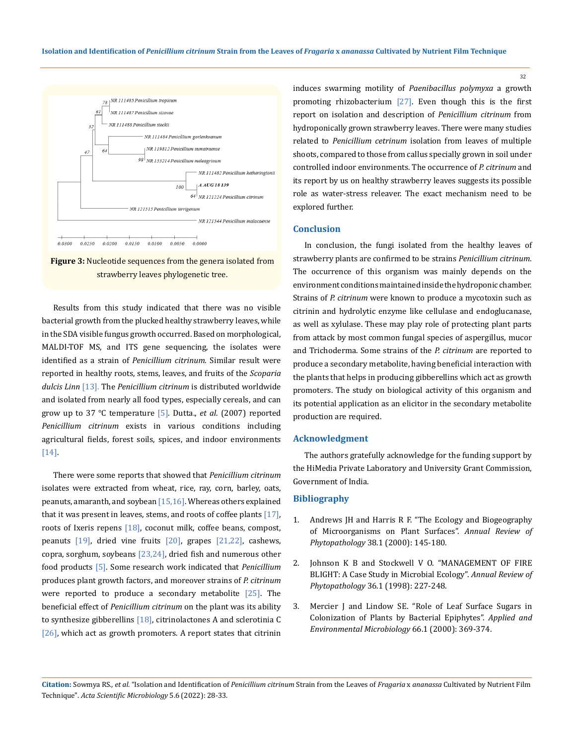Figure 3: Nucleotide sequences from the genera isolated from strawberry leaves phylogenetic tree.

Results from this study indicated that there was no visible bacterial growth from the plucked healthy strawberry leaves, while in the SDA visible fungus growth occurred. Based on morphological, MALDI-TOF MS, and ITS gene sequencing, the isolates were identified as a strain of *Penicillium citrinum*. Similar result were reported in healthy roots, stems, leaves, and fruits of the *Scoparia dulcis Linn* [13]. The *Penicillium citrinum* is distributed worldwide and isolated from nearly all food types, especially cereals, and can grow up to 37 °C temperature [5]. Dutta., *et al*. (2007) reported *Penicillium citrinum* exists in various conditions including agricultural fields, forest soils, spices, and indoor environments [14].

There were some reports that showed that *Penicillium citrinum* isolates were extracted from wheat, rice, ray, corn, barley, oats, peanuts, amaranth, and soybean [15,16]. Whereas others explained that it was present in leaves, stems, and roots of coffee plants [17], roots of Ixeris repens [18], coconut milk, coffee beans, compost, peanuts [19], dried vine fruits [20], grapes [21,22], cashews, copra, sorghum, soybeans [23,24], dried fish and numerous other food products [5]. Some research work indicated that *Penicillium* produces plant growth factors, and moreover strains of *P. citrinum* were reported to produce a secondary metabolite [25]. The beneficial effect of *Penicillium citrinum* on the plant was its ability to synthesize gibberellins [18], citrinolactones A and sclerotinia C [26], which act as growth promoters. A report states that citrinin induces swarming motility of *Paenibacillus polymyxa* a growth promoting rhizobacterium [27]. Even though this is the first report on isolation and description of *Penicillium citrinum* from hydroponically grown strawberry leaves. There were many studies related to *Penicillium cetrinum* isolation from leaves of multiple shoots, compared to those from callus specially grown in soil under controlled indoor environments. The occurrence of *P. citrinum* and its report by us on healthy strawberry leaves suggests its possible role as water-stress releaver. The exact mechanism need to be explored further.

## Conclusion

In conclusion, the fungi isolated from the healthy leaves of strawberry plants are confirmed to be strains *Penicillium citrinum*. The occurrence of this organism was mainly depends on the environment conditions maintained inside the hydroponic chamber. Strains of *P. citrinum* were known to produce a mycotoxin such as citrinin and hydrolytic enzyme like cellulase and endoglucanase, as well as xylulase. These may play role of protecting plant parts from attack by most common fungal species of aspergillus, mucor and Trichoderma. Some strains of the *P. citrinum* are reported to produce a secondary metabolite, having beneficial interaction with the plants that helps in producing gibberellins which act as growth promoters. The study on biological activity of this organism and its potential application as an elicitor in the secondary metabolite production are required.

## Acknowledgment

The authors gratefully acknowledge for the funding support by the HiMedia Private Laboratory and University Grant Commission, Government of India.

## Bibliography

1. Andrews JH and Harris R F. "The Ecology and Biogeography of Microorganisms on Plant Surfaces". *Annual Review of Phytopathology* 38.1 (2000): 145-180.
2. Johnson K B and Stockwell V O. "MANAGEMENT OF FIRE BLIGHT: A Case Study in Microbial Ecology". *Annual Review of Phytopathology* 36.1 (1998): 227-248.
3. Mercier J and Lindow SE. "Role of Leaf Surface Sugars in Colonization of Plants by Bacterial Epiphytes". *Applied and Environmental Microbiology* 66.1 (2000): 369-374.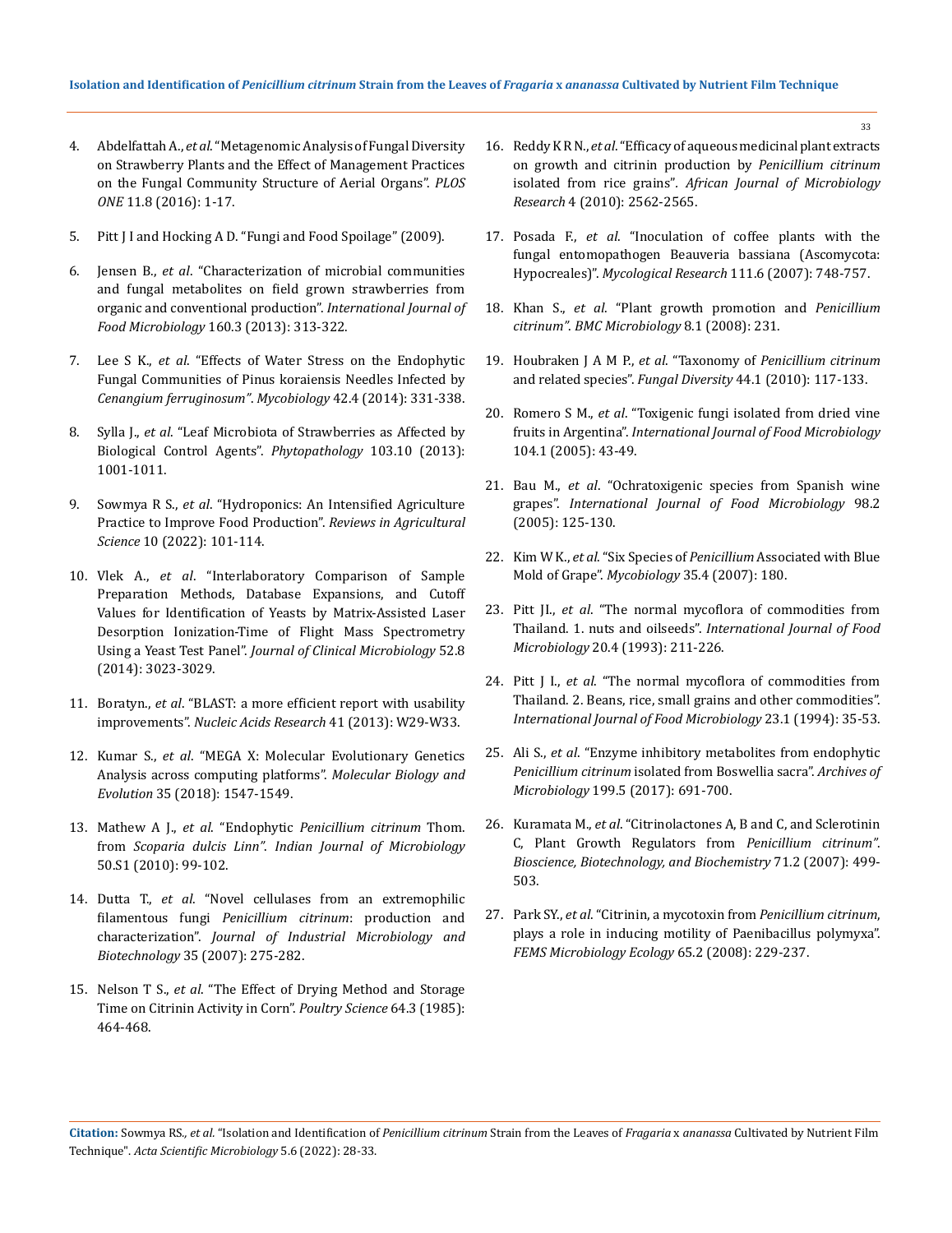4. Abdelfattah A., *et al*. "Metagenomic Analysis of Fungal Diversity on Strawberry Plants and the Effect of Management Practices on the Fungal Community Structure of Aerial Organs". *PLOS ONE* 11.8 (2016): 1-17.
5. Pitt J I and Hocking A D. "Fungi and Food Spoilage" (2009).
6. Jensen B., *et al*. "Characterization of microbial communities and fungal metabolites on field grown strawberries from organic and conventional production". *International Journal of Food Microbiology* 160.3 (2013): 313-322.
7. Lee S K., *et al*. "Effects of Water Stress on the Endophytic Fungal Communities of Pinus koraiensis Needles Infected by *Cenangium ferruginosum*". *Mycobiology* 42.4 (2014): 331-338.
8. Sylla J., *et al*. "Leaf Microbiota of Strawberries as Affected by Biological Control Agents". *Phytopathology* 103.10 (2013): 1001-1011.
9. Sowmya R S., *et al*. "Hydroponics: An Intensified Agriculture Practice to Improve Food Production". *Reviews in Agricultural Science* 10 (2022): 101-114.
10. Vlek A., *et al*. "Interlaboratory Comparison of Sample Preparation Methods, Database Expansions, and Cutoff Values for Identification of Yeasts by Matrix-Assisted Laser Desorption Ionization-Time of Flight Mass Spectrometry Using a Yeast Test Panel". *Journal of Clinical Microbiology* 52.8 (2014): 3023-3029.
11. Boratyn., *et al*. "BLAST: a more efficient report with usability improvements". *Nucleic Acids Research* 41 (2013): W29-W33.
12. Kumar S., *et al*. "MEGA X: Molecular Evolutionary Genetics Analysis across computing platforms". *Molecular Biology and Evolution* 35 (2018): 1547-1549.
13. Mathew A J., *et al*. "Endophytic *Penicillium citrinum* Thom. from *Scoparia dulcis Linn*". *Indian Journal of Microbiology* 50.S1 (2010): 99-102.
14. Dutta T., *et al*. "Novel cellulases from an extremophilic filamentous fungi *Penicillium citrinum*: production and characterization". *Journal of Industrial Microbiology and Biotechnology* 35 (2007): 275-282.
15. Nelson T S., *et al*. "The Effect of Drying Method and Storage Time on Citrinin Activity in Corn". *Poultry Science* 64.3 (1985): 464-468.
16. Reddy K R N., *et al*. "Efficacy of aqueous medicinal plant extracts on growth and citrinin production by *Penicillium citrinum* isolated from rice grains". *African Journal of Microbiology Research* 4 (2010): 2562-2565.
17. Posada F., *et al*. "Inoculation of coffee plants with the fungal entomopathogen Beauveria bassiana (Ascomycota: Hypocreales)". *Mycological Research* 111.6 (2007): 748-757.
18. Khan S., *et al*. "Plant growth promotion and *Penicillium citrinum*". *BMC Microbiology* 8.1 (2008): 231.
19. Houbraken J A M P., *et al*. "Taxonomy of *Penicillium citrinum* and related species". *Fungal Diversity* 44.1 (2010): 117-133.
20. Romero S M., *et al*. "Toxigenic fungi isolated from dried vine fruits in Argentina". *International Journal of Food Microbiology* 104.1 (2005): 43-49.
21. Bau M., *et al*. "Ochratoxigenic species from Spanish wine grapes". *International Journal of Food Microbiology* 98.2 (2005): 125-130.
22. Kim W K., *et al*. "Six Species of *Penicillium* Associated with Blue Mold of Grape". *Mycobiology* 35.4 (2007): 180.
23. Pitt JI., *et al*. "The normal mycoflora of commodities from Thailand. 1. nuts and oilseeds". *International Journal of Food Microbiology* 20.4 (1993): 211-226.
24. Pitt J I., *et al*. "The normal mycoflora of commodities from Thailand. 2. Beans, rice, small grains and other commodities". *International Journal of Food Microbiology* 23.1 (1994): 35-53.
25. Ali S., *et al*. "Enzyme inhibitory metabolites from endophytic *Penicillium citrinum* isolated from Boswellia sacra". *Archives of Microbiology* 199.5 (2017): 691-700.
26. Kuramata M., *et al*. "Citrinolactones A, B and C, and Sclerotinin C, Plant Growth Regulators from *Penicillium citrinum*". *Bioscience, Biotechnology, and Biochemistry* 71.2 (2007): 499-503.
27. Park SY., *et al*. "Citrinin, a mycotoxin from *Penicillium citrinum*, plays a role in inducing motility of Paenibacillus polymyxa". *FEMS Microbiology Ecology* 65.2 (2008): 229-237.